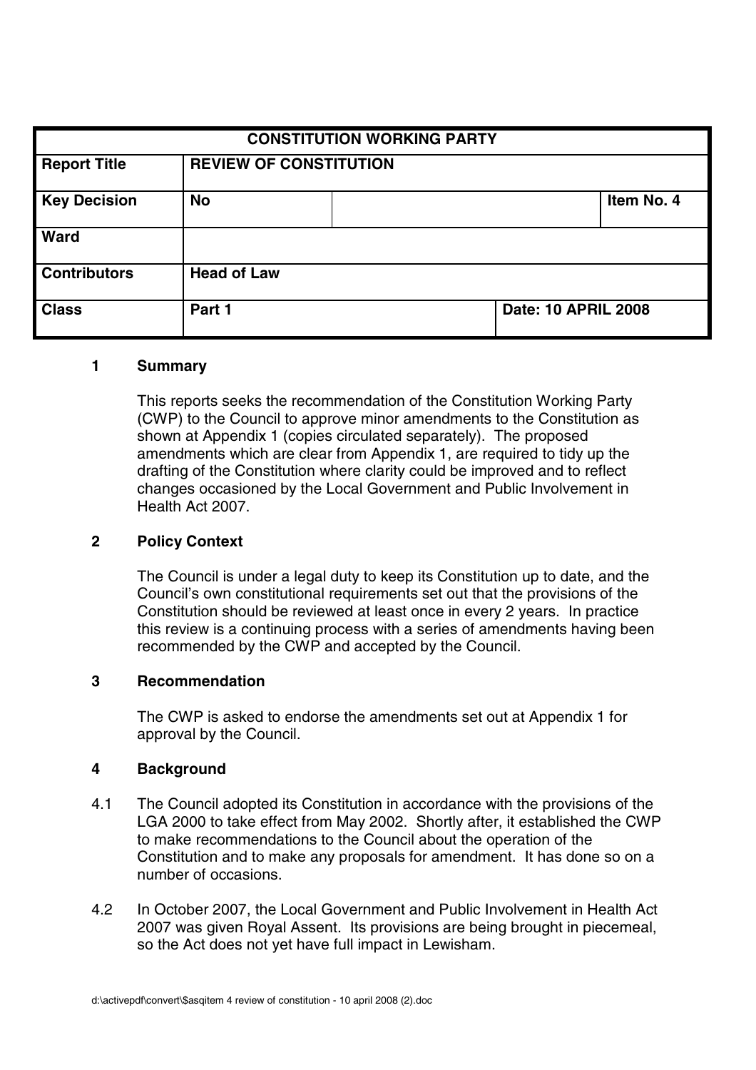| CONSTITUTION WORKING PARTY | | | |
|---|---|---|---|
| **Report Title** | **REVIEW OF CONSTITUTION** | | |
| **Key Decision** | **No** | | **Item No. 4** |
| **Ward** | | | |
| **Contributors** | **Head of Law** | | |
| **Class** | **Part 1** | **Date: 10 APRIL 2008** | |

## 1 Summary

This reports seeks the recommendation of the Constitution Working Party (CWP) to the Council to approve minor amendments to the Constitution as shown at Appendix 1 (copies circulated separately). The proposed amendments which are clear from Appendix 1, are required to tidy up the drafting of the Constitution where clarity could be improved and to reflect changes occasioned by the Local Government and Public Involvement in Health Act 2007.

## 2 Policy Context

The Council is under a legal duty to keep its Constitution up to date, and the Council's own constitutional requirements set out that the provisions of the Constitution should be reviewed at least once in every 2 years. In practice this review is a continuing process with a series of amendments having been recommended by the CWP and accepted by the Council.

## 3 Recommendation

The CWP is asked to endorse the amendments set out at Appendix 1 for approval by the Council.

## 4 Background

4.1 The Council adopted its Constitution in accordance with the provisions of the LGA 2000 to take effect from May 2002. Shortly after, it established the CWP to make recommendations to the Council about the operation of the Constitution and to make any proposals for amendment. It has done so on a number of occasions.

4.2 In October 2007, the Local Government and Public Involvement in Health Act 2007 was given Royal Assent. Its provisions are being brought in piecemeal, so the Act does not yet have full impact in Lewisham.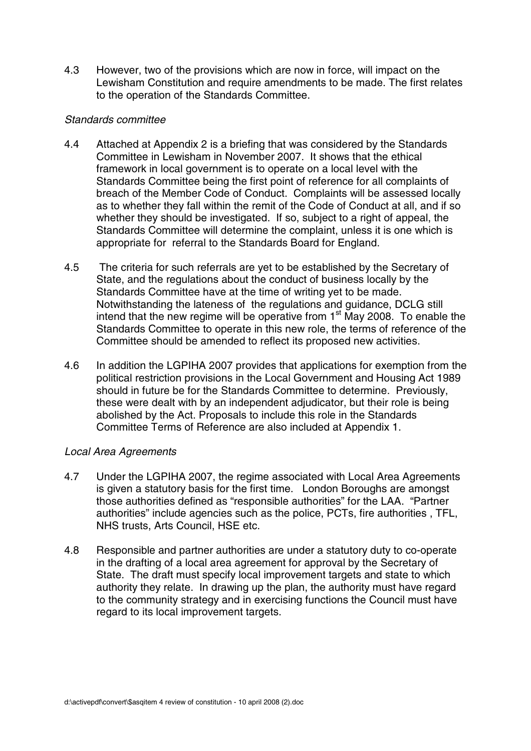4.3 However, two of the provisions which are now in force, will impact on the Lewisham Constitution and require amendments to be made. The first relates to the operation of the Standards Committee.

*Standards committee*

4.4 Attached at Appendix 2 is a briefing that was considered by the Standards Committee in Lewisham in November 2007. It shows that the ethical framework in local government is to operate on a local level with the Standards Committee being the first point of reference for all complaints of breach of the Member Code of Conduct. Complaints will be assessed locally as to whether they fall within the remit of the Code of Conduct at all, and if so whether they should be investigated. If so, subject to a right of appeal, the Standards Committee will determine the complaint, unless it is one which is appropriate for referral to the Standards Board for England.

4.5 The criteria for such referrals are yet to be established by the Secretary of State, and the regulations about the conduct of business locally by the Standards Committee have at the time of writing yet to be made. Notwithstanding the lateness of the regulations and guidance, DCLG still intend that the new regime will be operative from 1st May 2008. To enable the Standards Committee to operate in this new role, the terms of reference of the Committee should be amended to reflect its proposed new activities.

4.6 In addition the LGPIHA 2007 provides that applications for exemption from the political restriction provisions in the Local Government and Housing Act 1989 should in future be for the Standards Committee to determine. Previously, these were dealt with by an independent adjudicator, but their role is being abolished by the Act. Proposals to include this role in the Standards Committee Terms of Reference are also included at Appendix 1.

*Local Area Agreements*

4.7 Under the LGPIHA 2007, the regime associated with Local Area Agreements is given a statutory basis for the first time. London Boroughs are amongst those authorities defined as "responsible authorities" for the LAA. "Partner authorities" include agencies such as the police, PCTs, fire authorities , TFL, NHS trusts, Arts Council, HSE etc.

4.8 Responsible and partner authorities are under a statutory duty to co-operate in the drafting of a local area agreement for approval by the Secretary of State. The draft must specify local improvement targets and state to which authority they relate. In drawing up the plan, the authority must have regard to the community strategy and in exercising functions the Council must have regard to its local improvement targets.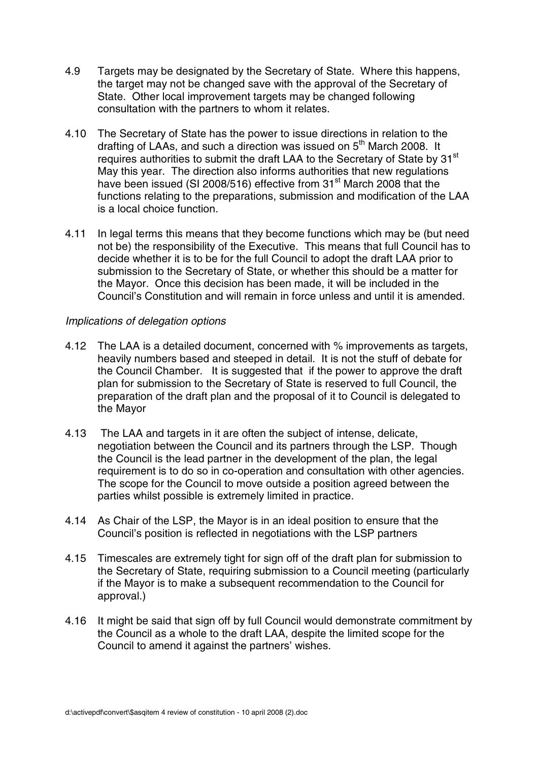4.9 Targets may be designated by the Secretary of State. Where this happens, the target may not be changed save with the approval of the Secretary of State. Other local improvement targets may be changed following consultation with the partners to whom it relates.

4.10 The Secretary of State has the power to issue directions in relation to the drafting of LAAs, and such a direction was issued on 5th March 2008. It requires authorities to submit the draft LAA to the Secretary of State by 31st May this year. The direction also informs authorities that new regulations have been issued (SI 2008/516) effective from 31st March 2008 that the functions relating to the preparations, submission and modification of the LAA is a local choice function.

4.11 In legal terms this means that they become functions which may be (but need not be) the responsibility of the Executive. This means that full Council has to decide whether it is to be for the full Council to adopt the draft LAA prior to submission to the Secretary of State, or whether this should be a matter for the Mayor. Once this decision has been made, it will be included in the Council's Constitution and will remain in force unless and until it is amended.

*Implications of delegation options*

4.12 The LAA is a detailed document, concerned with % improvements as targets, heavily numbers based and steeped in detail. It is not the stuff of debate for the Council Chamber. It is suggested that if the power to approve the draft plan for submission to the Secretary of State is reserved to full Council, the preparation of the draft plan and the proposal of it to Council is delegated to the Mayor

4.13 The LAA and targets in it are often the subject of intense, delicate, negotiation between the Council and its partners through the LSP. Though the Council is the lead partner in the development of the plan, the legal requirement is to do so in co-operation and consultation with other agencies. The scope for the Council to move outside a position agreed between the parties whilst possible is extremely limited in practice.

4.14 As Chair of the LSP, the Mayor is in an ideal position to ensure that the Council's position is reflected in negotiations with the LSP partners

4.15 Timescales are extremely tight for sign off of the draft plan for submission to the Secretary of State, requiring submission to a Council meeting (particularly if the Mayor is to make a subsequent recommendation to the Council for approval.)

4.16 It might be said that sign off by full Council would demonstrate commitment by the Council as a whole to the draft LAA, despite the limited scope for the Council to amend it against the partners' wishes.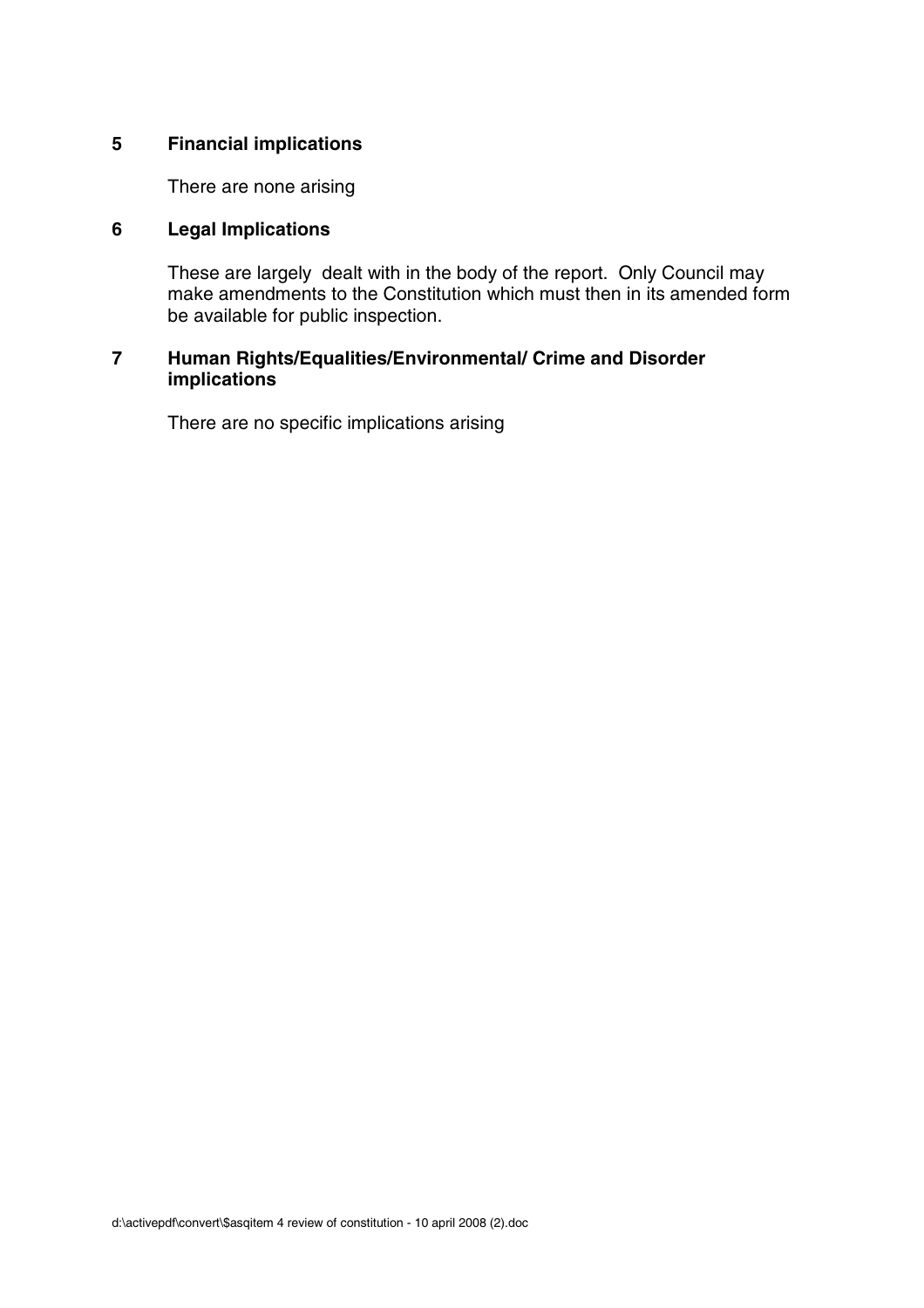## 5 Financial implications

There are none arising

## 6 Legal Implications

These are largely dealt with in the body of the report. Only Council may make amendments to the Constitution which must then in its amended form be available for public inspection.

## 7 Human Rights/Equalities/Environmental/ Crime and Disorder implications

There are no specific implications arising